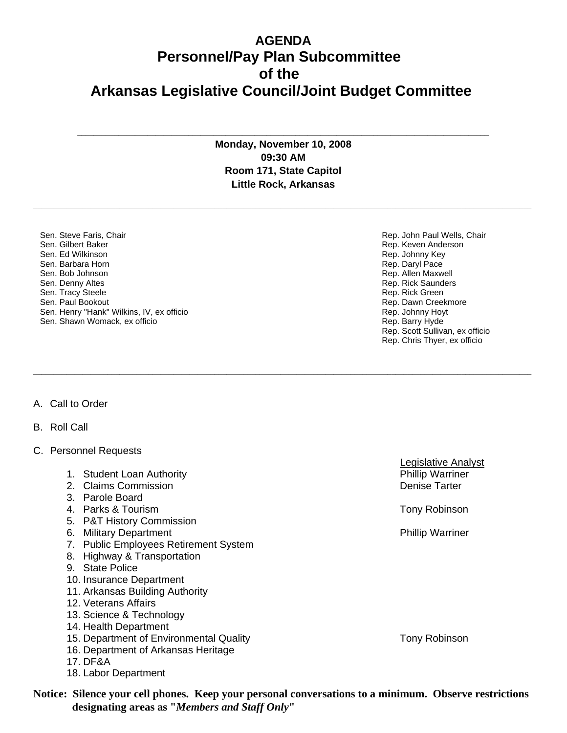# AGENDA
# Personnel/Pay Plan Subcommittee
# of the
# Arkansas Legislative Council/Joint Budget Committee

---

**Monday, November 10, 2008**
**09:30 AM**
**Room 171, State Capitol**
**Little Rock, Arkansas**

---

Sen. Steve Faris, Chair
Sen. Gilbert Baker
Sen. Ed Wilkinson
Sen. Barbara Horn
Sen. Bob Johnson
Sen. Denny Altes
Sen. Tracy Steele
Sen. Paul Bookout
Sen. Henry "Hank" Wilkins, IV, ex officio
Sen. Shawn Womack, ex officio

Rep. John Paul Wells, Chair
Rep. Keven Anderson
Rep. Johnny Key
Rep. Daryl Pace
Rep. Allen Maxwell
Rep. Rick Saunders
Rep. Rick Green
Rep. Dawn Creekmore
Rep. Johnny Hoyt
Rep. Barry Hyde
Rep. Scott Sullivan, ex officio
Rep. Chris Thyer, ex officio

---

A. Call to Order

B. Roll Call

C. Personnel Requests

| | Legislative Analyst |
|---|---|
| 1. Student Loan Authority | Phillip Warriner |
| 2. Claims Commission | Denise Tarter |
| 3. Parole Board | |
| 4. Parks & Tourism | Tony Robinson |
| 5. P&T History Commission | |
| 6. Military Department | Phillip Warriner |
| 7. Public Employees Retirement System | |
| 8. Highway & Transportation | |
| 9. State Police | |
| 10. Insurance Department | |
| 11. Arkansas Building Authority | |
| 12. Veterans Affairs | |
| 13. Science & Technology | |
| 14. Health Department | |
| 15. Department of Environmental Quality | Tony Robinson |
| 16. Department of Arkansas Heritage | |
| 17. DF&A | |
| 18. Labor Department | |

**Notice: Silence your cell phones. Keep your personal conversations to a minimum. Observe restrictions designating areas as "*Members and Staff Only*"**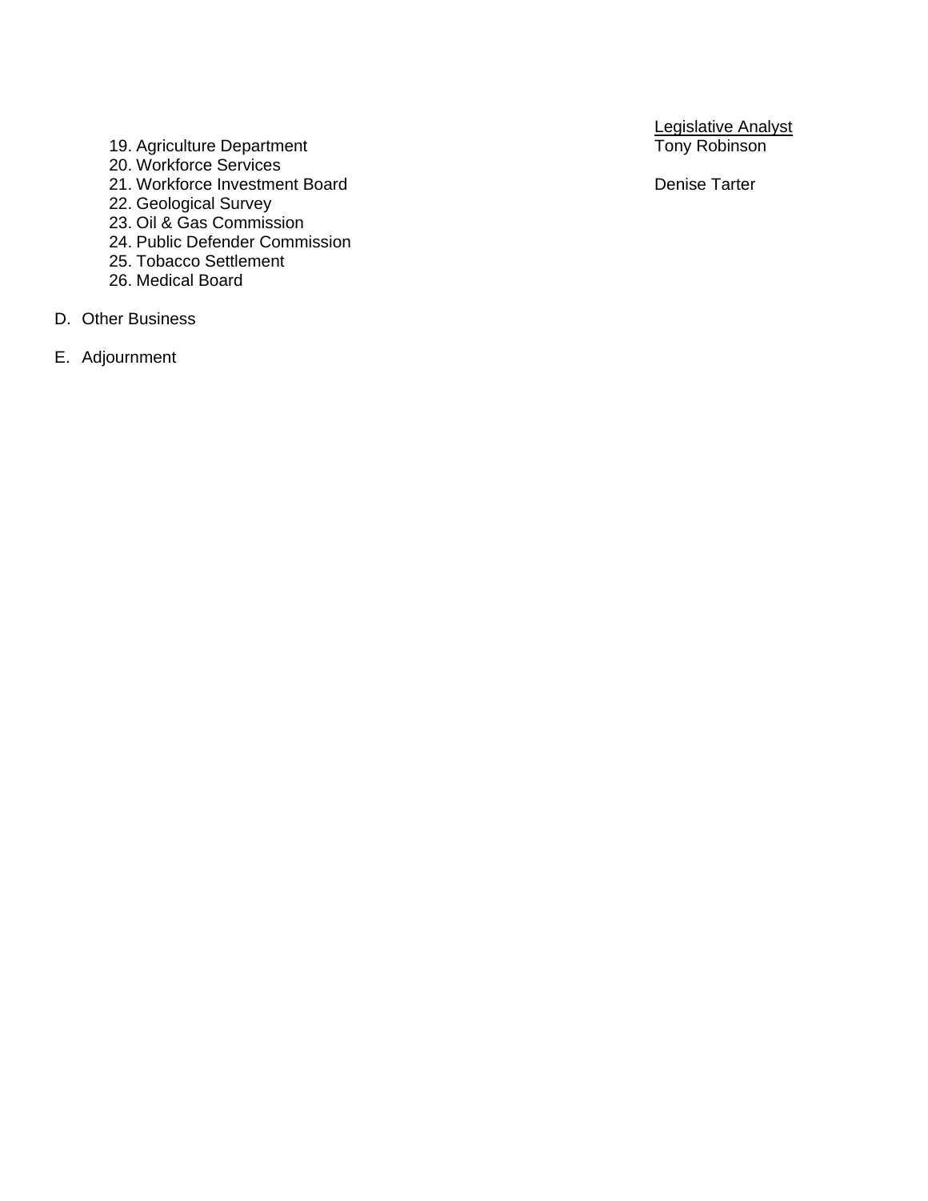| | Legislative Analyst |
|---|---|
| 19. Agriculture Department | Tony Robinson |
| 20. Workforce Services | |
| 21. Workforce Investment Board | Denise Tarter |
| 22. Geological Survey | |
| 23. Oil & Gas Commission | |
| 24. Public Defender Commission | |
| 25. Tobacco Settlement | |
| 26. Medical Board | |

D. Other Business

E. Adjournment